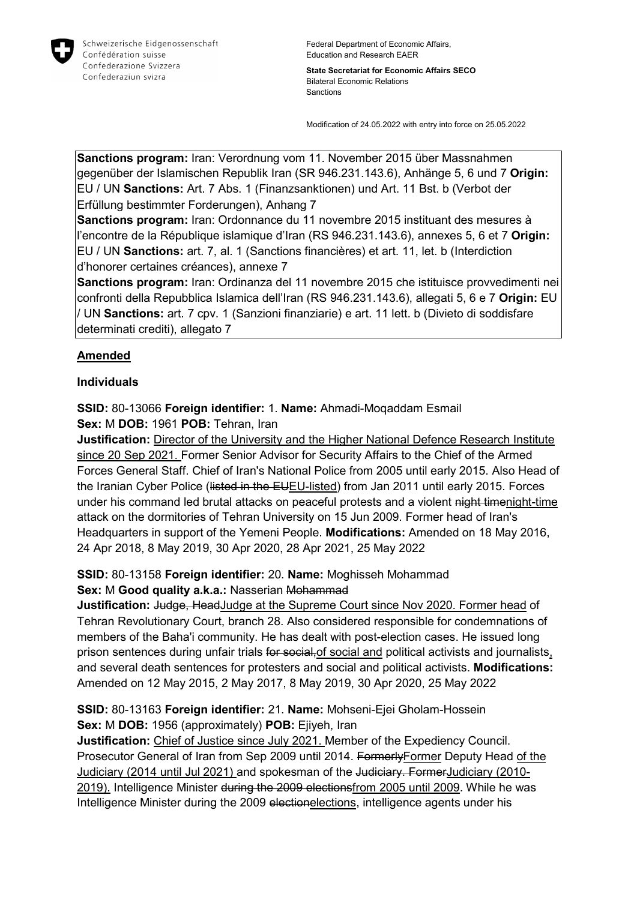Schweizerische Eidgenossenschaft
Confédération suisse
Confederazione Svizzera
Confederaziun svizra

Federal Department of Economic Affairs, Education and Research EAER

**State Secretariat for Economic Affairs SECO**
Bilateral Economic Relations
Sanctions

Modification of 24.05.2022 with entry into force on 25.05.2022

**Sanctions program:** Iran: Verordnung vom 11. November 2015 über Massnahmen gegenüber der Islamischen Republik Iran (SR 946.231.143.6), Anhänge 5, 6 und 7 **Origin:** EU / UN **Sanctions:** Art. 7 Abs. 1 (Finanzsanktionen) und Art. 11 Bst. b (Verbot der Erfüllung bestimmter Forderungen), Anhang 7
**Sanctions program:** Iran: Ordonnance du 11 novembre 2015 instituant des mesures à l'encontre de la République islamique d'Iran (RS 946.231.143.6), annexes 5, 6 et 7 **Origin:** EU / UN **Sanctions:** art. 7, al. 1 (Sanctions financières) et art. 11, let. b (Interdiction d'honorer certaines créances), annexe 7
**Sanctions program:** Iran: Ordinanza del 11 novembre 2015 che istituisce provvedimenti nei confronti della Repubblica Islamica dell'Iran (RS 946.231.143.6), allegati 5, 6 e 7 **Origin:** EU / UN **Sanctions:** art. 7 cpv. 1 (Sanzioni finanziarie) e art. 11 lett. b (Divieto di soddisfare determinati crediti), allegato 7

## <u>Amended</u>

### Individuals

**SSID:** 80-13066 **Foreign identifier:** 1. **Name:** Ahmadi-Moqaddam Esmail
**Sex:** M **DOB:** 1961 **POB:** Tehran, Iran
**Justification:** <u>Director of the University and the Higher National Defence Research Institute since 20 Sep 2021.</u> Former Senior Advisor for Security Affairs to the Chief of the Armed Forces General Staff. Chief of Iran's National Police from 2005 until early 2015. Also Head of the Iranian Cyber Police (~~listed in the EU~~<u>EU-listed</u>) from Jan 2011 until early 2015. Forces under his command led brutal attacks on peaceful protests and a violent ~~night time~~<u>night-time</u> attack on the dormitories of Tehran University on 15 Jun 2009. Former head of Iran's Headquarters in support of the Yemeni People. **Modifications:** Amended on 18 May 2016, 24 Apr 2018, 8 May 2019, 30 Apr 2020, 28 Apr 2021, 25 May 2022

**SSID:** 80-13158 **Foreign identifier:** 20. **Name:** Moghisseh Mohammad
**Sex:** M **Good quality a.k.a.:** Nasserian ~~Mohammad~~
**Justification:** ~~Judge, Head~~<u>Judge at the Supreme Court since Nov 2020. Former head</u> of Tehran Revolutionary Court, branch 28. Also considered responsible for condemnations of members of the Baha'i community. He has dealt with post-election cases. He issued long prison sentences during unfair trials ~~for social,~~<u>of social and</u> political activists and journalists<u>,</u> and several death sentences for protesters and social and political activists. **Modifications:** Amended on 12 May 2015, 2 May 2017, 8 May 2019, 30 Apr 2020, 25 May 2022

**SSID:** 80-13163 **Foreign identifier:** 21. **Name:** Mohseni-Ejei Gholam-Hossein
**Sex:** M **DOB:** 1956 (approximately) **POB:** Ejiyeh, Iran
**Justification:** <u>Chief of Justice since July 2021.</u> Member of the Expediency Council. Prosecutor General of Iran from Sep 2009 until 2014. ~~Formerly~~<u>Former</u> Deputy Head <u>of the Judiciary (2014 until Jul 2021)</u> and spokesman of the ~~Judiciary. Former~~<u>Judiciary (2010-2019).</u> Intelligence Minister ~~during the 2009 elections~~<u>from 2005 until 2009</u>. While he was Intelligence Minister during the 2009 ~~election~~<u>elections</u>, intelligence agents under his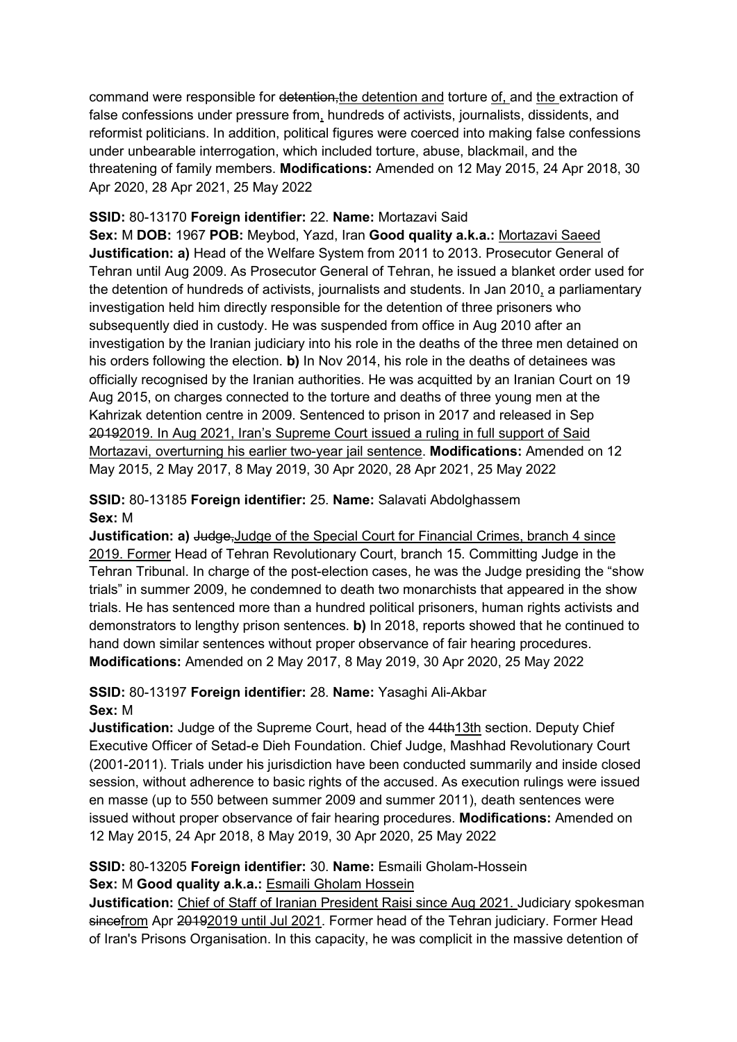command were responsible for ~~detention,~~<u>the detention and</u> torture <u>of,</u> and <u>the</u> extraction of false confessions under pressure from<u>,</u> hundreds of activists, journalists, dissidents, and reformist politicians. In addition, political figures were coerced into making false confessions under unbearable interrogation, which included torture, abuse, blackmail, and the threatening of family members. **Modifications:** Amended on 12 May 2015, 24 Apr 2018, 30 Apr 2020, 28 Apr 2021, 25 May 2022

**SSID:** 80-13170 **Foreign identifier:** 22. **Name:** Mortazavi Said
**Sex:** M **DOB:** 1967 **POB:** Meybod, Yazd, Iran **Good quality a.k.a.:** <u>Mortazavi Saeed</u>
**Justification: a)** Head of the Welfare System from 2011 to 2013. Prosecutor General of Tehran until Aug 2009. As Prosecutor General of Tehran, he issued a blanket order used for the detention of hundreds of activists, journalists and students. In Jan 2010<u>,</u> a parliamentary investigation held him directly responsible for the detention of three prisoners who subsequently died in custody. He was suspended from office in Aug 2010 after an investigation by the Iranian judiciary into his role in the deaths of the three men detained on his orders following the election. **b)** In Nov 2014, his role in the deaths of detainees was officially recognised by the Iranian authorities. He was acquitted by an Iranian Court on 19 Aug 2015, on charges connected to the torture and deaths of three young men at the Kahrizak detention centre in 2009. Sentenced to prison in 2017 and released in Sep ~~2019~~<u>2019. In Aug 2021, Iran's Supreme Court issued a ruling in full support of Said Mortazavi, overturning his earlier two-year jail sentence</u>. **Modifications:** Amended on 12 May 2015, 2 May 2017, 8 May 2019, 30 Apr 2020, 28 Apr 2021, 25 May 2022

**SSID:** 80-13185 **Foreign identifier:** 25. **Name:** Salavati Abdolghassem
**Sex:** M
**Justification: a)** ~~Judge,~~<u>Judge of the Special Court for Financial Crimes, branch 4 since 2019. Former</u> Head of Tehran Revolutionary Court, branch 15. Committing Judge in the Tehran Tribunal. In charge of the post-election cases, he was the Judge presiding the "show trials" in summer 2009, he condemned to death two monarchists that appeared in the show trials. He has sentenced more than a hundred political prisoners, human rights activists and demonstrators to lengthy prison sentences. **b)** In 2018, reports showed that he continued to hand down similar sentences without proper observance of fair hearing procedures. **Modifications:** Amended on 2 May 2017, 8 May 2019, 30 Apr 2020, 25 May 2022

**SSID:** 80-13197 **Foreign identifier:** 28. **Name:** Yasaghi Ali-Akbar
**Sex:** M
**Justification:** Judge of the Supreme Court, head of the ~~44th~~<u>13th</u> section. Deputy Chief Executive Officer of Setad-e Dieh Foundation. Chief Judge, Mashhad Revolutionary Court (2001-2011). Trials under his jurisdiction have been conducted summarily and inside closed session, without adherence to basic rights of the accused. As execution rulings were issued en masse (up to 550 between summer 2009 and summer 2011), death sentences were issued without proper observance of fair hearing procedures. **Modifications:** Amended on 12 May 2015, 24 Apr 2018, 8 May 2019, 30 Apr 2020, 25 May 2022

**SSID:** 80-13205 **Foreign identifier:** 30. **Name:** Esmaili Gholam-Hossein
**Sex:** M **Good quality a.k.a.:** <u>Esmaili Gholam Hossein</u>
**Justification:** <u>Chief of Staff of Iranian President Raisi since Aug 2021.</u> Judiciary spokesman ~~since~~<u>from</u> Apr ~~2019~~<u>2019 until Jul 2021</u>. Former head of the Tehran judiciary. Former Head of Iran's Prisons Organisation. In this capacity, he was complicit in the massive detention of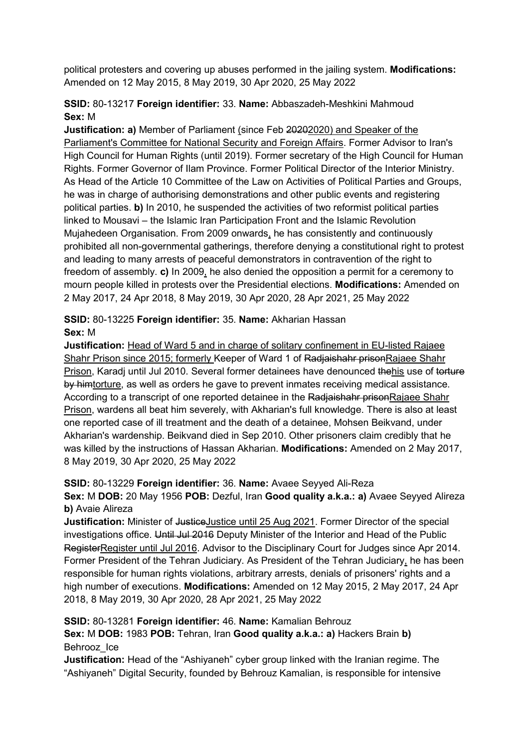political protesters and covering up abuses performed in the jailing system. **Modifications:** Amended on 12 May 2015, 8 May 2019, 30 Apr 2020, 25 May 2022

**SSID:** 80-13217 **Foreign identifier:** 33. **Name:** Abbaszadeh-Meshkini Mahmoud
**Sex:** M

**Justification: a)** Member of Parliament (since Feb ~~2020~~2020) and Speaker of the Parliament's Committee for National Security and Foreign Affairs. Former Advisor to Iran's High Council for Human Rights (until 2019). Former secretary of the High Council for Human Rights. Former Governor of Ilam Province. Former Political Director of the Interior Ministry. As Head of the Article 10 Committee of the Law on Activities of Political Parties and Groups, he was in charge of authorising demonstrations and other public events and registering political parties. **b)** In 2010, he suspended the activities of two reformist political parties linked to Mousavi – the Islamic Iran Participation Front and the Islamic Revolution Mujahedeen Organisation. From 2009 onwards, he has consistently and continuously prohibited all non-governmental gatherings, therefore denying a constitutional right to protest and leading to many arrests of peaceful demonstrators in contravention of the right to freedom of assembly. **c)** In 2009, he also denied the opposition a permit for a ceremony to mourn people killed in protests over the Presidential elections. **Modifications:** Amended on 2 May 2017, 24 Apr 2018, 8 May 2019, 30 Apr 2020, 28 Apr 2021, 25 May 2022

**SSID:** 80-13225 **Foreign identifier:** 35. **Name:** Akharian Hassan
**Sex:** M

**Justification:** Head of Ward 5 and in charge of solitary confinement in EU-listed Rajaee Shahr Prison since 2015; formerly Keeper of Ward 1 of ~~Radjaishahr prison~~Rajaee Shahr Prison, Karadj until Jul 2010. Several former detainees have denounced ~~the~~his use of ~~torture by him~~torture, as well as orders he gave to prevent inmates receiving medical assistance. According to a transcript of one reported detainee in the ~~Radjaishahr prison~~Rajaee Shahr Prison, wardens all beat him severely, with Akharian's full knowledge. There is also at least one reported case of ill treatment and the death of a detainee, Mohsen Beikvand, under Akharian's wardenship. Beikvand died in Sep 2010. Other prisoners claim credibly that he was killed by the instructions of Hassan Akharian. **Modifications:** Amended on 2 May 2017, 8 May 2019, 30 Apr 2020, 25 May 2022

**SSID:** 80-13229 **Foreign identifier:** 36. **Name:** Avaee Seyyed Ali-Reza
**Sex:** M **DOB:** 20 May 1956 **POB:** Dezful, Iran **Good quality a.k.a.: a)** Avaee Seyyed Alireza **b)** Avaie Alireza

**Justification:** Minister of ~~Justice~~Justice until 25 Aug 2021. Former Director of the special investigations office. ~~Until Jul 2016~~ Deputy Minister of the Interior and Head of the Public ~~Register~~Register until Jul 2016. Advisor to the Disciplinary Court for Judges since Apr 2014. Former President of the Tehran Judiciary. As President of the Tehran Judiciary, he has been responsible for human rights violations, arbitrary arrests, denials of prisoners' rights and a high number of executions. **Modifications:** Amended on 12 May 2015, 2 May 2017, 24 Apr 2018, 8 May 2019, 30 Apr 2020, 28 Apr 2021, 25 May 2022

**SSID:** 80-13281 **Foreign identifier:** 46. **Name:** Kamalian Behrouz
**Sex:** M **DOB:** 1983 **POB:** Tehran, Iran **Good quality a.k.a.: a)** Hackers Brain **b)** Behrooz_Ice

**Justification:** Head of the "Ashiyaneh" cyber group linked with the Iranian regime. The "Ashiyaneh" Digital Security, founded by Behrouz Kamalian, is responsible for intensive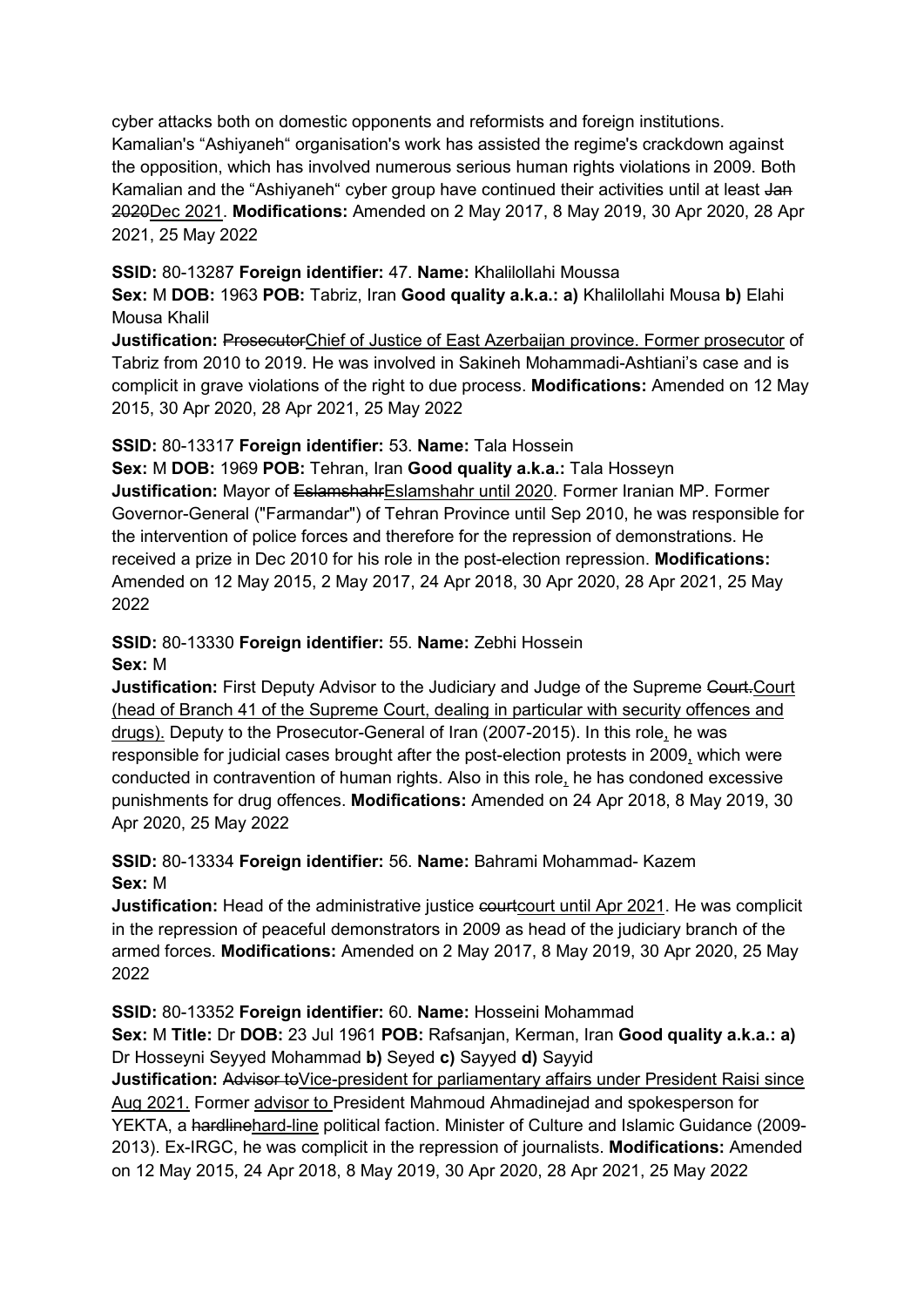cyber attacks both on domestic opponents and reformists and foreign institutions. Kamalian's "Ashiyaneh" organisation's work has assisted the regime's crackdown against the opposition, which has involved numerous serious human rights violations in 2009. Both Kamalian and the "Ashiyaneh" cyber group have continued their activities until at least ~~Jan 2020~~Dec 2021. **Modifications:** Amended on 2 May 2017, 8 May 2019, 30 Apr 2020, 28 Apr 2021, 25 May 2022

**SSID:** 80-13287 **Foreign identifier:** 47. **Name:** Khalilollahi Moussa
**Sex:** M **DOB:** 1963 **POB:** Tabriz, Iran **Good quality a.k.a.: a)** Khalilollahi Mousa **b)** Elahi Mousa Khalil
**Justification:** ~~Prosecutor~~Chief of Justice of East Azerbaijan province. Former prosecutor of Tabriz from 2010 to 2019. He was involved in Sakineh Mohammadi-Ashtiani's case and is complicit in grave violations of the right to due process. **Modifications:** Amended on 12 May 2015, 30 Apr 2020, 28 Apr 2021, 25 May 2022

**SSID:** 80-13317 **Foreign identifier:** 53. **Name:** Tala Hossein
**Sex:** M **DOB:** 1969 **POB:** Tehran, Iran **Good quality a.k.a.:** Tala Hosseyn
**Justification:** Mayor of ~~Eslamshahr~~Eslamshahr until 2020. Former Iranian MP. Former Governor-General ("Farmandar") of Tehran Province until Sep 2010, he was responsible for the intervention of police forces and therefore for the repression of demonstrations. He received a prize in Dec 2010 for his role in the post-election repression. **Modifications:** Amended on 12 May 2015, 2 May 2017, 24 Apr 2018, 30 Apr 2020, 28 Apr 2021, 25 May 2022

**SSID:** 80-13330 **Foreign identifier:** 55. **Name:** Zebhi Hossein
**Sex:** M
**Justification:** First Deputy Advisor to the Judiciary and Judge of the Supreme ~~Court.~~Court (head of Branch 41 of the Supreme Court, dealing in particular with security offences and drugs). Deputy to the Prosecutor-General of Iran (2007-2015). In this role, he was responsible for judicial cases brought after the post-election protests in 2009, which were conducted in contravention of human rights. Also in this role, he has condoned excessive punishments for drug offences. **Modifications:** Amended on 24 Apr 2018, 8 May 2019, 30 Apr 2020, 25 May 2022

**SSID:** 80-13334 **Foreign identifier:** 56. **Name:** Bahrami Mohammad- Kazem
**Sex:** M
**Justification:** Head of the administrative justice ~~court~~court until Apr 2021. He was complicit in the repression of peaceful demonstrators in 2009 as head of the judiciary branch of the armed forces. **Modifications:** Amended on 2 May 2017, 8 May 2019, 30 Apr 2020, 25 May 2022

**SSID:** 80-13352 **Foreign identifier:** 60. **Name:** Hosseini Mohammad
**Sex:** M **Title:** Dr **DOB:** 23 Jul 1961 **POB:** Rafsanjan, Kerman, Iran **Good quality a.k.a.: a)** Dr Hosseyni Seyyed Mohammad **b)** Seyed **c)** Sayyed **d)** Sayyid
**Justification:** ~~Advisor to~~Vice-president for parliamentary affairs under President Raisi since Aug 2021. Former advisor to President Mahmoud Ahmadinejad and spokesperson for YEKTA, a ~~hardline~~hard-line political faction. Minister of Culture and Islamic Guidance (2009-2013). Ex-IRGC, he was complicit in the repression of journalists. **Modifications:** Amended on 12 May 2015, 24 Apr 2018, 8 May 2019, 30 Apr 2020, 28 Apr 2021, 25 May 2022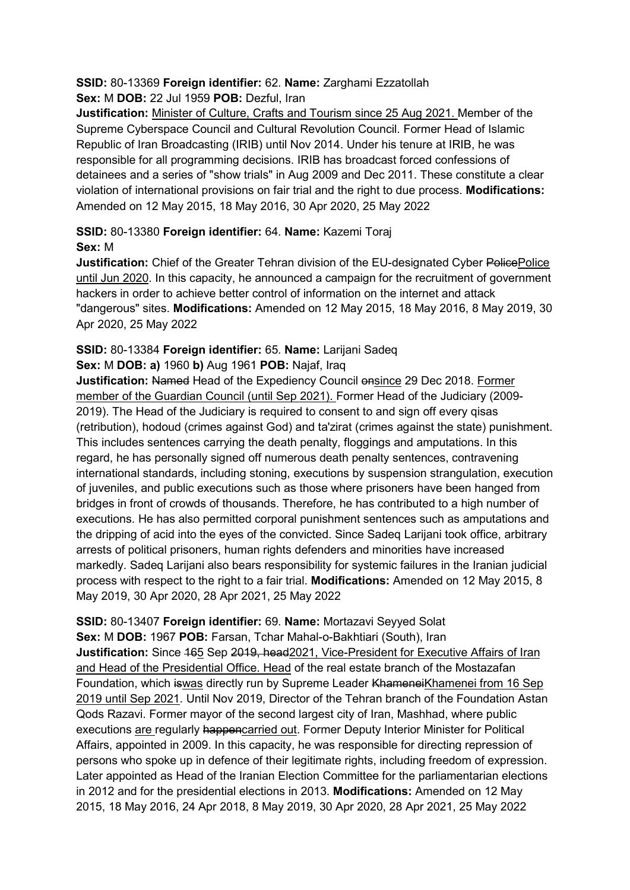**SSID:** 80-13369 **Foreign identifier:** 62. **Name:** Zarghami Ezzatollah
**Sex:** M **DOB:** 22 Jul 1959 **POB:** Dezful, Iran
**Justification:** Minister of Culture, Crafts and Tourism since 25 Aug 2021. Member of the Supreme Cyberspace Council and Cultural Revolution Council. Former Head of Islamic Republic of Iran Broadcasting (IRIB) until Nov 2014. Under his tenure at IRIB, he was responsible for all programming decisions. IRIB has broadcast forced confessions of detainees and a series of "show trials" in Aug 2009 and Dec 2011. These constitute a clear violation of international provisions on fair trial and the right to due process. **Modifications:** Amended on 12 May 2015, 18 May 2016, 30 Apr 2020, 25 May 2022

**SSID:** 80-13380 **Foreign identifier:** 64. **Name:** Kazemi Toraj
**Sex:** M
**Justification:** Chief of the Greater Tehran division of the EU-designated Cyber ~~Police~~Police until Jun 2020. In this capacity, he announced a campaign for the recruitment of government hackers in order to achieve better control of information on the internet and attack "dangerous" sites. **Modifications:** Amended on 12 May 2015, 18 May 2016, 8 May 2019, 30 Apr 2020, 25 May 2022

**SSID:** 80-13384 **Foreign identifier:** 65. **Name:** Larijani Sadeq
**Sex:** M **DOB:** **a)** 1960 **b)** Aug 1961 **POB:** Najaf, Iraq
**Justification:** ~~Named~~ Head of the Expediency Council ~~on~~since 29 Dec 2018. Former member of the Guardian Council (until Sep 2021). Former Head of the Judiciary (2009-2019). The Head of the Judiciary is required to consent to and sign off every qisas (retribution), hodoud (crimes against God) and ta'zirat (crimes against the state) punishment. This includes sentences carrying the death penalty, floggings and amputations. In this regard, he has personally signed off numerous death penalty sentences, contravening international standards, including stoning, executions by suspension strangulation, execution of juveniles, and public executions such as those where prisoners have been hanged from bridges in front of crowds of thousands. Therefore, he has contributed to a high number of executions. He has also permitted corporal punishment sentences such as amputations and the dripping of acid into the eyes of the convicted. Since Sadeq Larijani took office, arbitrary arrests of political prisoners, human rights defenders and minorities have increased markedly. Sadeq Larijani also bears responsibility for systemic failures in the Iranian judicial process with respect to the right to a fair trial. **Modifications:** Amended on 12 May 2015, 8 May 2019, 30 Apr 2020, 28 Apr 2021, 25 May 2022

**SSID:** 80-13407 **Foreign identifier:** 69. **Name:** Mortazavi Seyyed Solat
**Sex:** M **DOB:** 1967 **POB:** Farsan, Tchar Mahal-o-Bakhtiari (South), Iran
**Justification:** Since ~~16~~5 Sep ~~2019, head~~2021, Vice-President for Executive Affairs of Iran and Head of the Presidential Office. Head of the real estate branch of the Mostazafan Foundation, which ~~is~~was directly run by Supreme Leader ~~Khamenei~~Khamenei from 16 Sep 2019 until Sep 2021. Until Nov 2019, Director of the Tehran branch of the Foundation Astan Qods Razavi. Former mayor of the second largest city of Iran, Mashhad, where public executions are regularly ~~happen~~carried out. Former Deputy Interior Minister for Political Affairs, appointed in 2009. In this capacity, he was responsible for directing repression of persons who spoke up in defence of their legitimate rights, including freedom of expression. Later appointed as Head of the Iranian Election Committee for the parliamentarian elections in 2012 and for the presidential elections in 2013. **Modifications:** Amended on 12 May 2015, 18 May 2016, 24 Apr 2018, 8 May 2019, 30 Apr 2020, 28 Apr 2021, 25 May 2022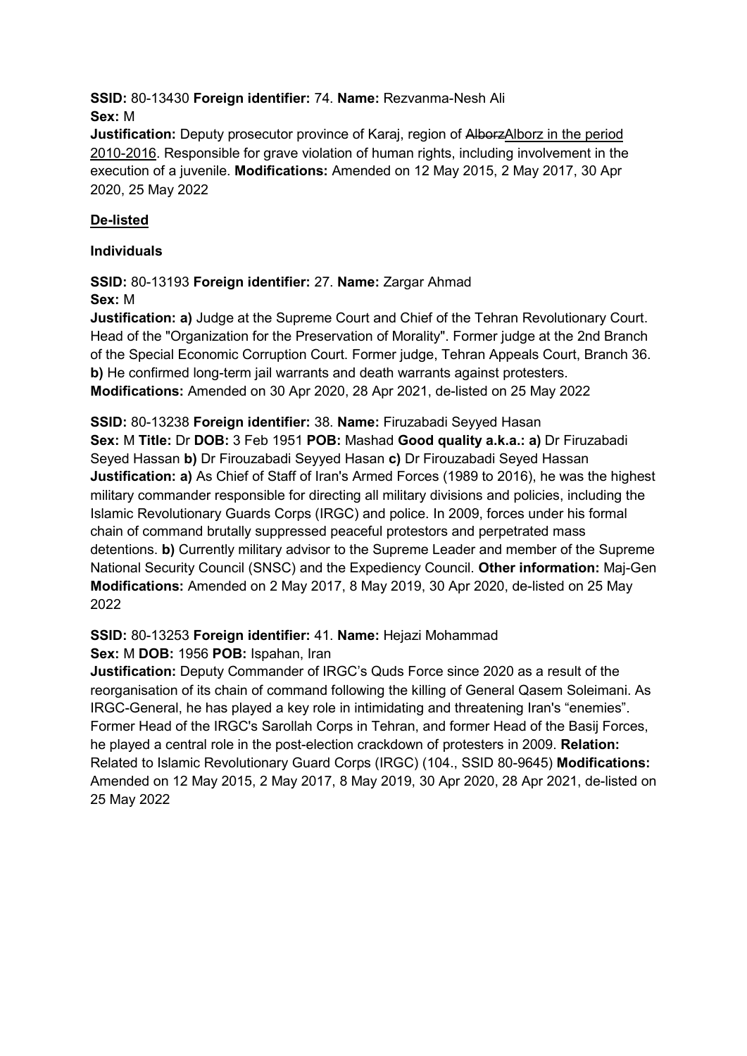**SSID:** 80-13430 **Foreign identifier:** 74. **Name:** Rezvanma-Nesh Ali
**Sex:** M
**Justification:** Deputy prosecutor province of Karaj, region of ~~Alborz~~Alborz in the period 2010-2016. Responsible for grave violation of human rights, including involvement in the execution of a juvenile. **Modifications:** Amended on 12 May 2015, 2 May 2017, 30 Apr 2020, 25 May 2022

## De-listed

### Individuals

**SSID:** 80-13193 **Foreign identifier:** 27. **Name:** Zargar Ahmad
**Sex:** M
**Justification:** **a)** Judge at the Supreme Court and Chief of the Tehran Revolutionary Court. Head of the "Organization for the Preservation of Morality". Former judge at the 2nd Branch of the Special Economic Corruption Court. Former judge, Tehran Appeals Court, Branch 36. **b)** He confirmed long-term jail warrants and death warrants against protesters. **Modifications:** Amended on 30 Apr 2020, 28 Apr 2021, de-listed on 25 May 2022

**SSID:** 80-13238 **Foreign identifier:** 38. **Name:** Firuzabadi Seyyed Hasan
**Sex:** M **Title:** Dr **DOB:** 3 Feb 1951 **POB:** Mashad **Good quality a.k.a.:** **a)** Dr Firuzabadi Seyed Hassan **b)** Dr Firouzabadi Seyyed Hasan **c)** Dr Firouzabadi Seyed Hassan
**Justification:** **a)** As Chief of Staff of Iran's Armed Forces (1989 to 2016), he was the highest military commander responsible for directing all military divisions and policies, including the Islamic Revolutionary Guards Corps (IRGC) and police. In 2009, forces under his formal chain of command brutally suppressed peaceful protestors and perpetrated mass detentions. **b)** Currently military advisor to the Supreme Leader and member of the Supreme National Security Council (SNSC) and the Expediency Council. **Other information:** Maj-Gen **Modifications:** Amended on 2 May 2017, 8 May 2019, 30 Apr 2020, de-listed on 25 May 2022

**SSID:** 80-13253 **Foreign identifier:** 41. **Name:** Hejazi Mohammad
**Sex:** M **DOB:** 1956 **POB:** Ispahan, Iran
**Justification:** Deputy Commander of IRGC's Quds Force since 2020 as a result of the reorganisation of its chain of command following the killing of General Qasem Soleimani. As IRGC-General, he has played a key role in intimidating and threatening Iran's "enemies". Former Head of the IRGC's Sarollah Corps in Tehran, and former Head of the Basij Forces, he played a central role in the post-election crackdown of protesters in 2009. **Relation:** Related to Islamic Revolutionary Guard Corps (IRGC) (104., SSID 80-9645) **Modifications:** Amended on 12 May 2015, 2 May 2017, 8 May 2019, 30 Apr 2020, 28 Apr 2021, de-listed on 25 May 2022